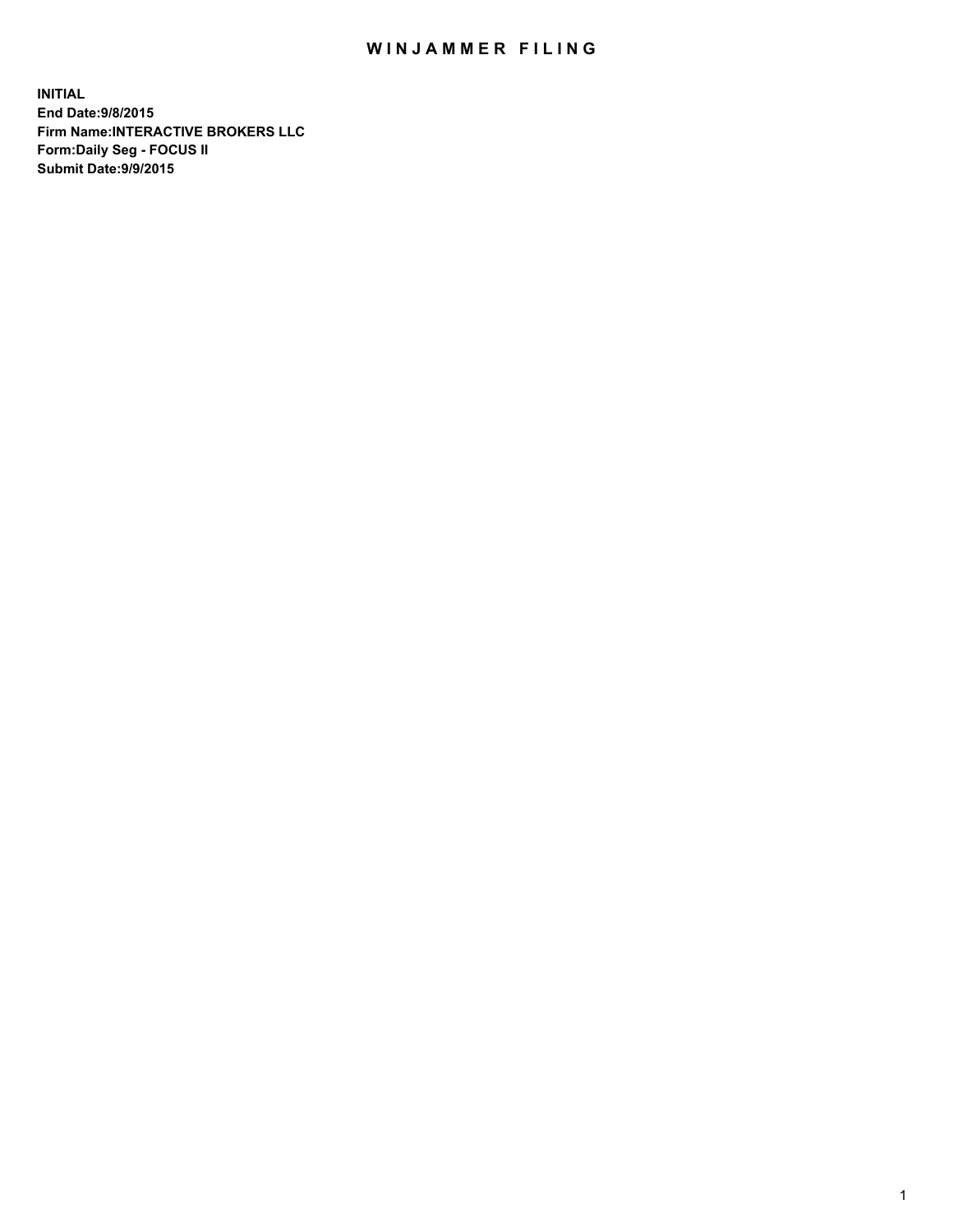# WINJAMMER FILING

**INITIAL**
**End Date:9/8/2015**
**Firm Name:INTERACTIVE BROKERS LLC**
**Form:Daily Seg - FOCUS II**
**Submit Date:9/9/2015**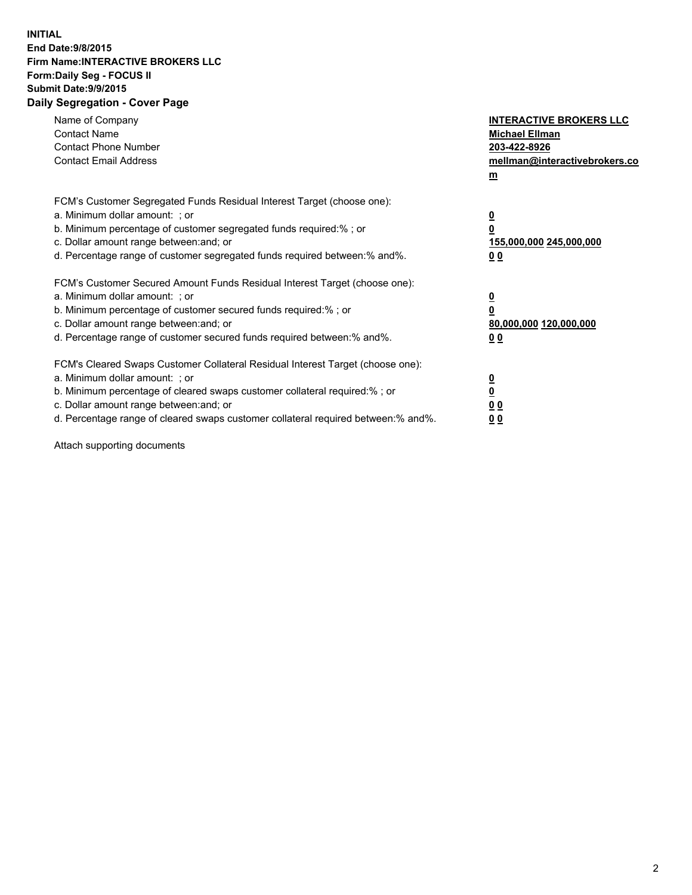**INITIAL**
**End Date:9/8/2015**
**Firm Name:INTERACTIVE BROKERS LLC**
**Form:Daily Seg - FOCUS II**
**Submit Date:9/9/2015**

## Daily Segregation - Cover Page

| | |
|---|---|
| Name of Company | **INTERACTIVE BROKERS LLC** |
| Contact Name | **Michael Ellman** |
| Contact Phone Number | **203-422-8926** |
| Contact Email Address | **mellman@interactivebrokers.com** |

FCM's Customer Segregated Funds Residual Interest Target (choose one):

| | |
|---|---|
| a. Minimum dollar amount: ; or | **0** |
| b. Minimum percentage of customer segregated funds required:% ; or | **0** |
| c. Dollar amount range between:and; or | **155,000,000 245,000,000** |
| d. Percentage range of customer segregated funds required between:% and%. | **0 0** |

FCM's Customer Secured Amount Funds Residual Interest Target (choose one):

| | |
|---|---|
| a. Minimum dollar amount: ; or | **0** |
| b. Minimum percentage of customer secured funds required:% ; or | **0** |
| c. Dollar amount range between:and; or | **80,000,000 120,000,000** |
| d. Percentage range of customer secured funds required between:% and%. | **0 0** |

FCM's Cleared Swaps Customer Collateral Residual Interest Target (choose one):

| | |
|---|---|
| a. Minimum dollar amount: ; or | **0** |
| b. Minimum percentage of cleared swaps customer collateral required:% ; or | **0** |
| c. Dollar amount range between:and; or | **0 0** |
| d. Percentage range of cleared swaps customer collateral required between:% and%. | **0 0** |

Attach supporting documents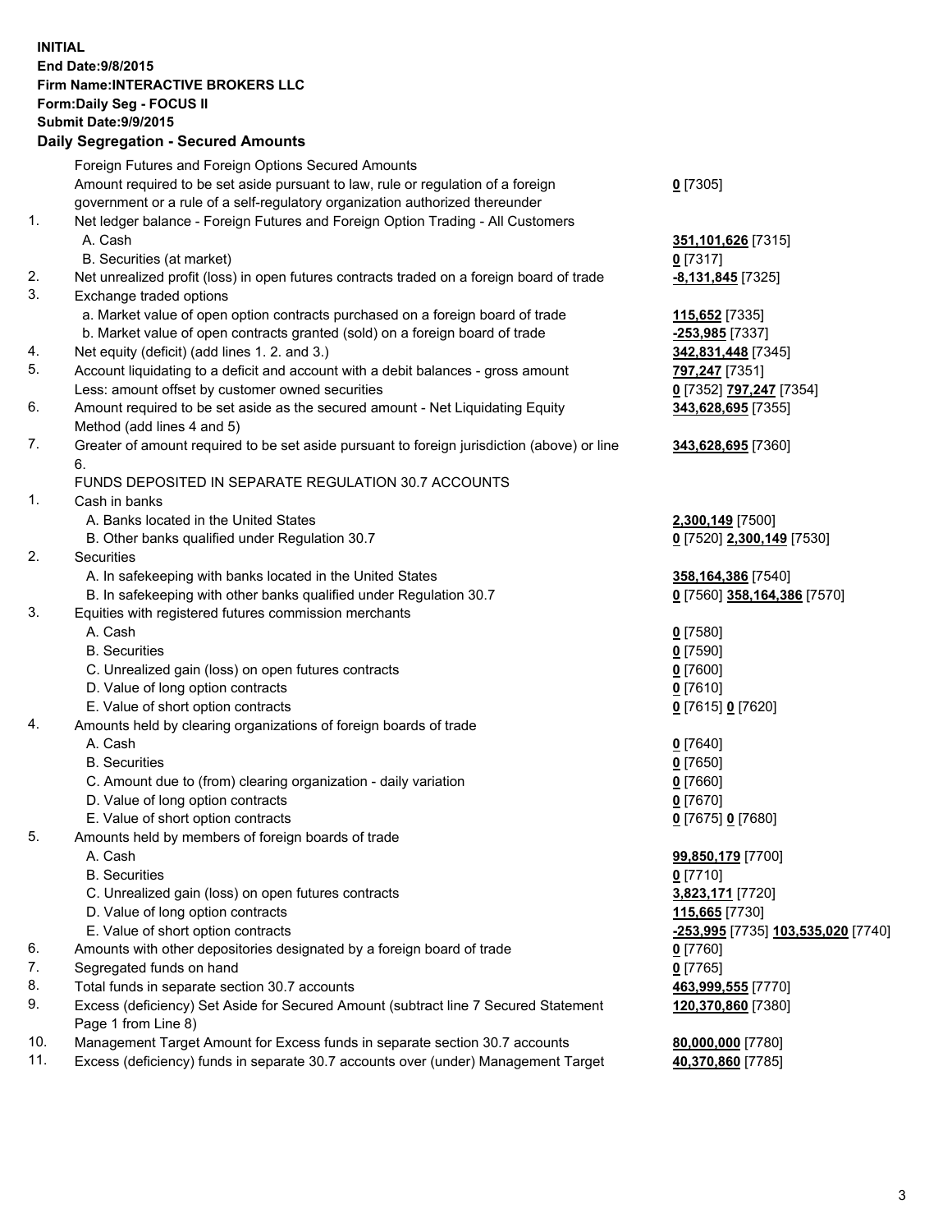**INITIAL**
**End Date:9/8/2015**
**Firm Name:INTERACTIVE BROKERS LLC**
**Form:Daily Seg - FOCUS II**
**Submit Date:9/9/2015**

## Daily Segregation - Secured Amounts

| | | |
|---|---|---|
| | Foreign Futures and Foreign Options Secured Amounts | |
| | Amount required to be set aside pursuant to law, rule or regulation of a foreign government or a rule of a self-regulatory organization authorized thereunder | **0** [7305] |
| 1. | Net ledger balance - Foreign Futures and Foreign Option Trading - All Customers | |
| | A. Cash | **351,101,626** [7315] |
| | B. Securities (at market) | **0** [7317] |
| 2. | Net unrealized profit (loss) in open futures contracts traded on a foreign board of trade | **-8,131,845** [7325] |
| 3. | Exchange traded options | |
| | a. Market value of open option contracts purchased on a foreign board of trade | **115,652** [7335] |
| | b. Market value of open contracts granted (sold) on a foreign board of trade | **-253,985** [7337] |
| 4. | Net equity (deficit) (add lines 1. 2. and 3.) | **342,831,448** [7345] |
| 5. | Account liquidating to a deficit and account with a debit balances - gross amount | **797,247** [7351] |
| | Less: amount offset by customer owned securities | **0** [7352] **797,247** [7354] |
| 6. | Amount required to be set aside as the secured amount - Net Liquidating Equity Method (add lines 4 and 5) | **343,628,695** [7355] |
| 7. | Greater of amount required to be set aside pursuant to foreign jurisdiction (above) or line 6. | **343,628,695** [7360] |
| | FUNDS DEPOSITED IN SEPARATE REGULATION 30.7 ACCOUNTS | |
| 1. | Cash in banks | |
| | A. Banks located in the United States | **2,300,149** [7500] |
| | B. Other banks qualified under Regulation 30.7 | **0** [7520] **2,300,149** [7530] |
| 2. | Securities | |
| | A. In safekeeping with banks located in the United States | **358,164,386** [7540] |
| | B. In safekeeping with other banks qualified under Regulation 30.7 | **0** [7560] **358,164,386** [7570] |
| 3. | Equities with registered futures commission merchants | |
| | A. Cash | **0** [7580] |
| | B. Securities | **0** [7590] |
| | C. Unrealized gain (loss) on open futures contracts | **0** [7600] |
| | D. Value of long option contracts | **0** [7610] |
| | E. Value of short option contracts | **0** [7615] **0** [7620] |
| 4. | Amounts held by clearing organizations of foreign boards of trade | |
| | A. Cash | **0** [7640] |
| | B. Securities | **0** [7650] |
| | C. Amount due to (from) clearing organization - daily variation | **0** [7660] |
| | D. Value of long option contracts | **0** [7670] |
| | E. Value of short option contracts | **0** [7675] **0** [7680] |
| 5. | Amounts held by members of foreign boards of trade | |
| | A. Cash | **99,850,179** [7700] |
| | B. Securities | **0** [7710] |
| | C. Unrealized gain (loss) on open futures contracts | **3,823,171** [7720] |
| | D. Value of long option contracts | **115,665** [7730] |
| | E. Value of short option contracts | **-253,995** [7735] **103,535,020** [7740] |
| 6. | Amounts with other depositories designated by a foreign board of trade | **0** [7760] |
| 7. | Segregated funds on hand | **0** [7765] |
| 8. | Total funds in separate section 30.7 accounts | **463,999,555** [7770] |
| 9. | Excess (deficiency) Set Aside for Secured Amount (subtract line 7 Secured Statement Page 1 from Line 8) | **120,370,860** [7380] |
| 10. | Management Target Amount for Excess funds in separate section 30.7 accounts | **80,000,000** [7780] |
| 11. | Excess (deficiency) funds in separate 30.7 accounts over (under) Management Target | **40,370,860** [7785] |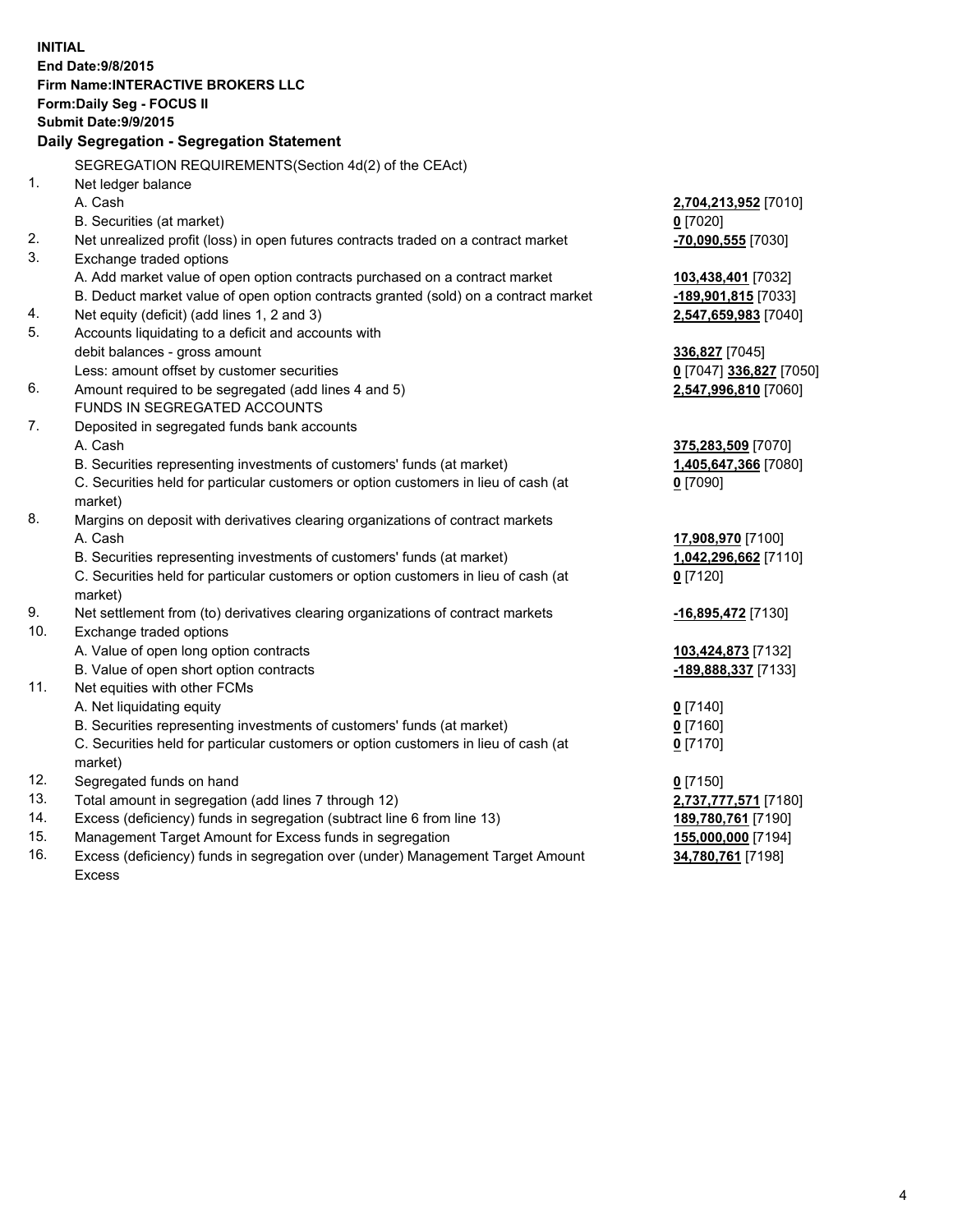**INITIAL**
**End Date:9/8/2015**
**Firm Name:INTERACTIVE BROKERS LLC**
**Form:Daily Seg - FOCUS II**
**Submit Date:9/9/2015**

**Daily Segregation - Segregation Statement**

SEGREGATION REQUIREMENTS(Section 4d(2) of the CEAct)

| | | |
|---|---|---|
| 1. | Net ledger balance | |
| | A. Cash | **2,704,213,952** [7010] |
| | B. Securities (at market) | **0** [7020] |
| 2. | Net unrealized profit (loss) in open futures contracts traded on a contract market | **-70,090,555** [7030] |
| 3. | Exchange traded options | |
| | A. Add market value of open option contracts purchased on a contract market | **103,438,401** [7032] |
| | B. Deduct market value of open option contracts granted (sold) on a contract market | **-189,901,815** [7033] |
| 4. | Net equity (deficit) (add lines 1, 2 and 3) | **2,547,659,983** [7040] |
| 5. | Accounts liquidating to a deficit and accounts with debit balances - gross amount | **336,827** [7045] |
| | Less: amount offset by customer securities | **0** [7047] **336,827** [7050] |
| 6. | Amount required to be segregated (add lines 4 and 5) | **2,547,996,810** [7060] |
| | FUNDS IN SEGREGATED ACCOUNTS | |
| 7. | Deposited in segregated funds bank accounts | |
| | A. Cash | **375,283,509** [7070] |
| | B. Securities representing investments of customers' funds (at market) | **1,405,647,366** [7080] |
| | C. Securities held for particular customers or option customers in lieu of cash (at market) | **0** [7090] |
| 8. | Margins on deposit with derivatives clearing organizations of contract markets | |
| | A. Cash | **17,908,970** [7100] |
| | B. Securities representing investments of customers' funds (at market) | **1,042,296,662** [7110] |
| | C. Securities held for particular customers or option customers in lieu of cash (at market) | **0** [7120] |
| 9. | Net settlement from (to) derivatives clearing organizations of contract markets | **-16,895,472** [7130] |
| 10. | Exchange traded options | |
| | A. Value of open long option contracts | **103,424,873** [7132] |
| | B. Value of open short option contracts | **-189,888,337** [7133] |
| 11. | Net equities with other FCMs | |
| | A. Net liquidating equity | **0** [7140] |
| | B. Securities representing investments of customers' funds (at market) | **0** [7160] |
| | C. Securities held for particular customers or option customers in lieu of cash (at market) | **0** [7170] |
| 12. | Segregated funds on hand | **0** [7150] |
| 13. | Total amount in segregation (add lines 7 through 12) | **2,737,777,571** [7180] |
| 14. | Excess (deficiency) funds in segregation (subtract line 6 from line 13) | **189,780,761** [7190] |
| 15. | Management Target Amount for Excess funds in segregation | **155,000,000** [7194] |
| 16. | Excess (deficiency) funds in segregation over (under) Management Target Amount Excess | **34,780,761** [7198] |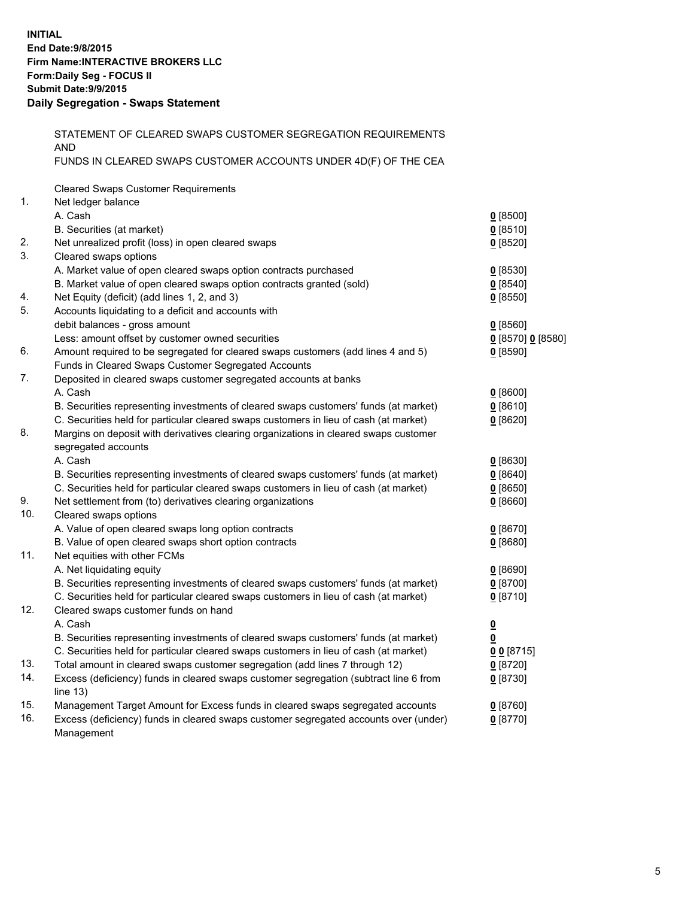**INITIAL**
**End Date:9/8/2015**
**Firm Name:INTERACTIVE BROKERS LLC**
**Form:Daily Seg - FOCUS II**
**Submit Date:9/9/2015**
**Daily Segregation - Swaps Statement**

STATEMENT OF CLEARED SWAPS CUSTOMER SEGREGATION REQUIREMENTS AND FUNDS IN CLEARED SWAPS CUSTOMER ACCOUNTS UNDER 4D(F) OF THE CEA

| | | |
|---|---|---|
| | Cleared Swaps Customer Requirements | |
| 1. | Net ledger balance | |
| | A. Cash | 0 [8500] |
| | B. Securities (at market) | 0 [8510] |
| 2. | Net unrealized profit (loss) in open cleared swaps | 0 [8520] |
| 3. | Cleared swaps options | |
| | A. Market value of open cleared swaps option contracts purchased | 0 [8530] |
| | B. Market value of open cleared swaps option contracts granted (sold) | 0 [8540] |
| 4. | Net Equity (deficit) (add lines 1, 2, and 3) | 0 [8550] |
| 5. | Accounts liquidating to a deficit and accounts with | |
| | debit balances - gross amount | 0 [8560] |
| | Less: amount offset by customer owned securities | 0 [8570] 0 [8580] |
| 6. | Amount required to be segregated for cleared swaps customers (add lines 4 and 5) | 0 [8590] |
| | Funds in Cleared Swaps Customer Segregated Accounts | |
| 7. | Deposited in cleared swaps customer segregated accounts at banks | |
| | A. Cash | 0 [8600] |
| | B. Securities representing investments of cleared swaps customers' funds (at market) | 0 [8610] |
| | C. Securities held for particular cleared swaps customers in lieu of cash (at market) | 0 [8620] |
| 8. | Margins on deposit with derivatives clearing organizations in cleared swaps customer segregated accounts | |
| | A. Cash | 0 [8630] |
| | B. Securities representing investments of cleared swaps customers' funds (at market) | 0 [8640] |
| | C. Securities held for particular cleared swaps customers in lieu of cash (at market) | 0 [8650] |
| 9. | Net settlement from (to) derivatives clearing organizations | 0 [8660] |
| 10. | Cleared swaps options | |
| | A. Value of open cleared swaps long option contracts | 0 [8670] |
| | B. Value of open cleared swaps short option contracts | 0 [8680] |
| 11. | Net equities with other FCMs | |
| | A. Net liquidating equity | 0 [8690] |
| | B. Securities representing investments of cleared swaps customers' funds (at market) | 0 [8700] |
| | C. Securities held for particular cleared swaps customers in lieu of cash (at market) | 0 [8710] |
| 12. | Cleared swaps customer funds on hand | |
| | A. Cash | 0 |
| | B. Securities representing investments of cleared swaps customers' funds (at market) | 0 |
| | C. Securities held for particular cleared swaps customers in lieu of cash (at market) | 0 0 [8715] |
| 13. | Total amount in cleared swaps customer segregation (add lines 7 through 12) | 0 [8720] |
| 14. | Excess (deficiency) funds in cleared swaps customer segregation (subtract line 6 from line 13) | 0 [8730] |
| 15. | Management Target Amount for Excess funds in cleared swaps segregated accounts | 0 [8760] |
| 16. | Excess (deficiency) funds in cleared swaps customer segregated accounts over (under) Management | 0 [8770] |